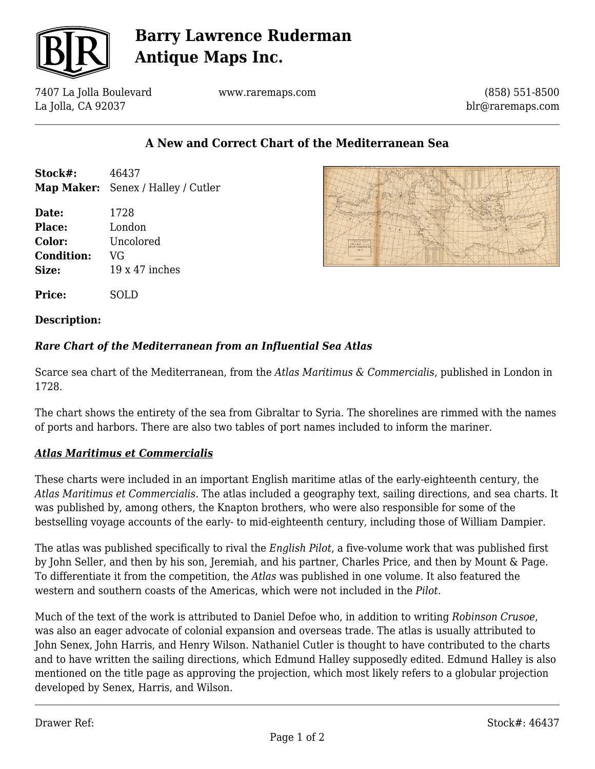# Barry Lawrence Ruderman Antique Maps Inc.

7407 La Jolla Boulevard
La Jolla, CA 92037

www.raremaps.com

(858) 551-8500
blr@raremaps.com

## A New and Correct Chart of the Mediterranean Sea

**Stock#:** 46437
**Map Maker:** Senex / Halley / Cutler

**Date:** 1728
**Place:** London
**Color:** Uncolored
**Condition:** VG
**Size:** 19 x 47 inches

**Price:** SOLD

**Description:**

***Rare Chart of the Mediterranean from an Influential Sea Atlas***

Scarce sea chart of the Mediterranean, from the *Atlas Maritimus & Commercialis*, published in London in 1728.

The chart shows the entirety of the sea from Gibraltar to Syria. The shorelines are rimmed with the names of ports and harbors. There are also two tables of port names included to inform the mariner.

***Atlas Maritimus et Commercialis***

These charts were included in an important English maritime atlas of the early-eighteenth century, the *Atlas Maritimus et Commercialis.* The atlas included a geography text, sailing directions, and sea charts. It was published by, among others, the Knapton brothers, who were also responsible for some of the bestselling voyage accounts of the early- to mid-eighteenth century, including those of William Dampier.

The atlas was published specifically to rival the *English Pilot*, a five-volume work that was published first by John Seller, and then by his son, Jeremiah, and his partner, Charles Price, and then by Mount & Page. To differentiate it from the competition, the *Atlas* was published in one volume. It also featured the western and southern coasts of the Americas, which were not included in the *Pilot*.

Much of the text of the work is attributed to Daniel Defoe who, in addition to writing *Robinson Crusoe*, was also an eager advocate of colonial expansion and overseas trade. The atlas is usually attributed to John Senex, John Harris, and Henry Wilson. Nathaniel Cutler is thought to have contributed to the charts and to have written the sailing directions, which Edmund Halley supposedly edited. Edmund Halley is also mentioned on the title page as approving the projection, which most likely refers to a globular projection developed by Senex, Harris, and Wilson.

Drawer Ref:

Stock#: 46437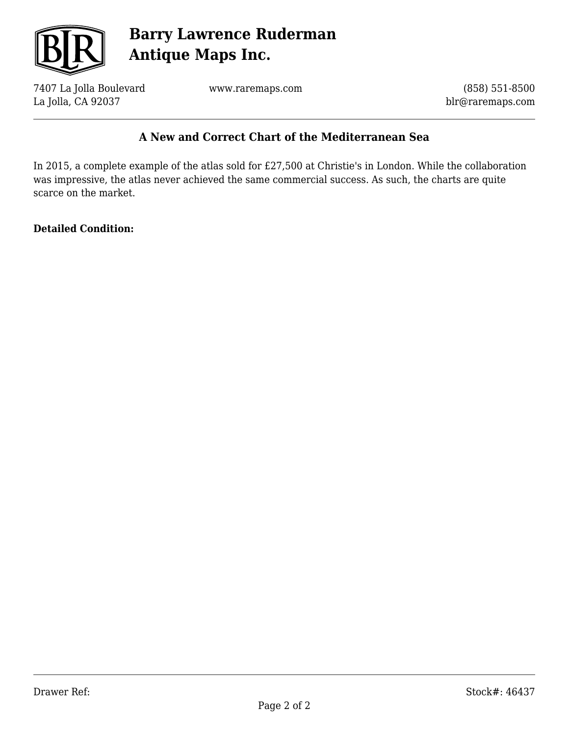## A New and Correct Chart of the Mediterranean Sea

In 2015, a complete example of the atlas sold for £27,500 at Christie's in London. While the collaboration was impressive, the atlas never achieved the same commercial success. As such, the charts are quite scarce on the market.

**Detailed Condition:**

Drawer Ref:

Stock#: 46437